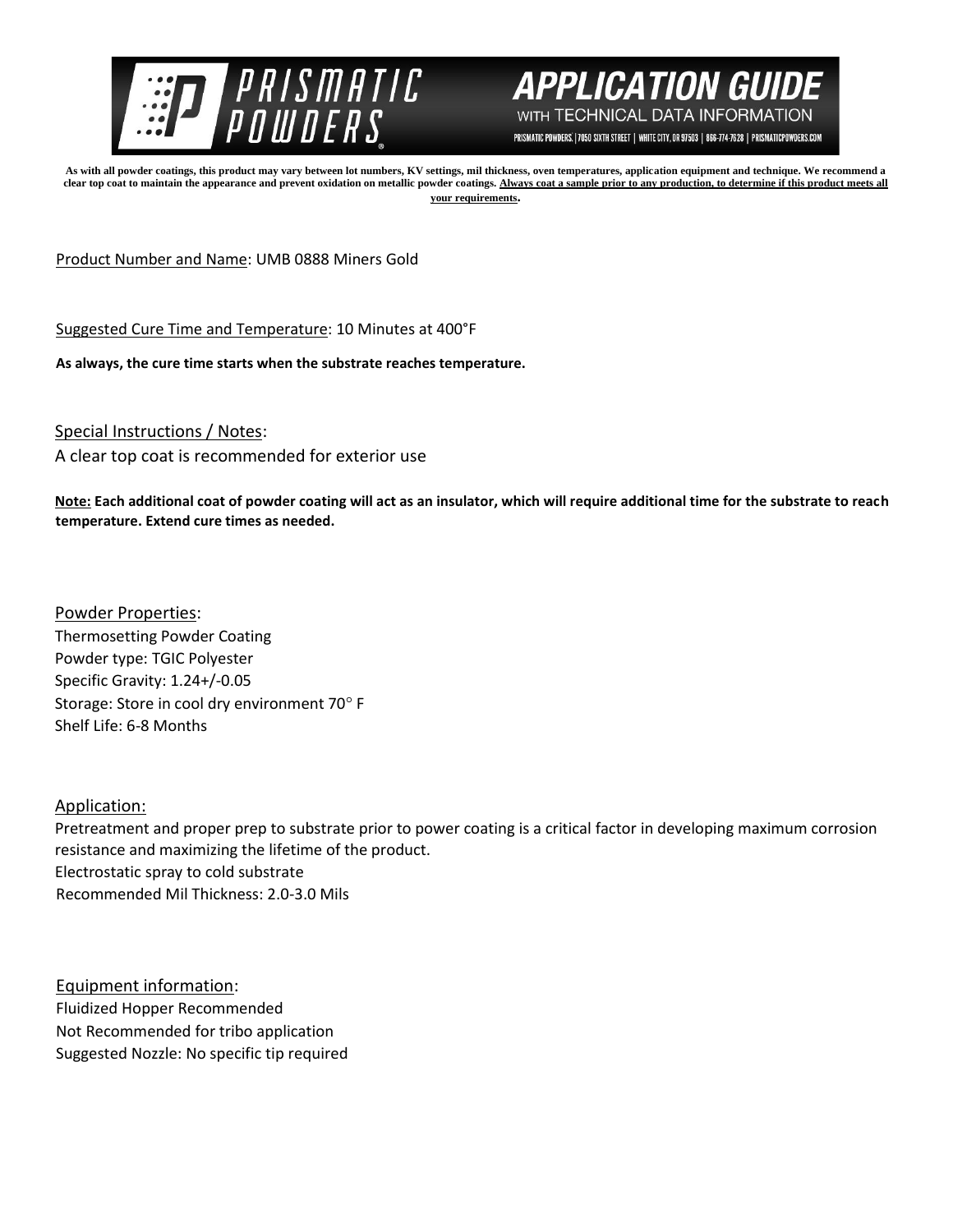# PRISMATIC POWDERS

## APPLICATION GUIDE

WITH TECHNICAL DATA INFORMATION

PRISMATIC POWDERS. | 7050 SIXTH STREET | WHITE CITY, OR 97503 | 866-774-7628 | PRISMATICPOWDERS.COM

**As with all powder coatings, this product may vary between lot numbers, KV settings, mil thickness, oven temperatures, application equipment and technique. We recommend a clear top coat to maintain the appearance and prevent oxidation on metallic powder coatings. Always coat a sample prior to any production, to determine if this product meets all your requirements.**

Product Number and Name: UMB 0888 Miners Gold

Suggested Cure Time and Temperature: 10 Minutes at 400°F

**As always, the cure time starts when the substrate reaches temperature.**

Special Instructions / Notes:
A clear top coat is recommended for exterior use

**Note: Each additional coat of powder coating will act as an insulator, which will require additional time for the substrate to reach temperature. Extend cure times as needed.**

Powder Properties:
Thermosetting Powder Coating
Powder type: TGIC Polyester
Specific Gravity: 1.24+/-0.05
Storage: Store in cool dry environment 70° F
Shelf Life: 6-8 Months

Application:
Pretreatment and proper prep to substrate prior to power coating is a critical factor in developing maximum corrosion resistance and maximizing the lifetime of the product.
Electrostatic spray to cold substrate
Recommended Mil Thickness: 2.0-3.0 Mils

Equipment information:
Fluidized Hopper Recommended
Not Recommended for tribo application
Suggested Nozzle: No specific tip required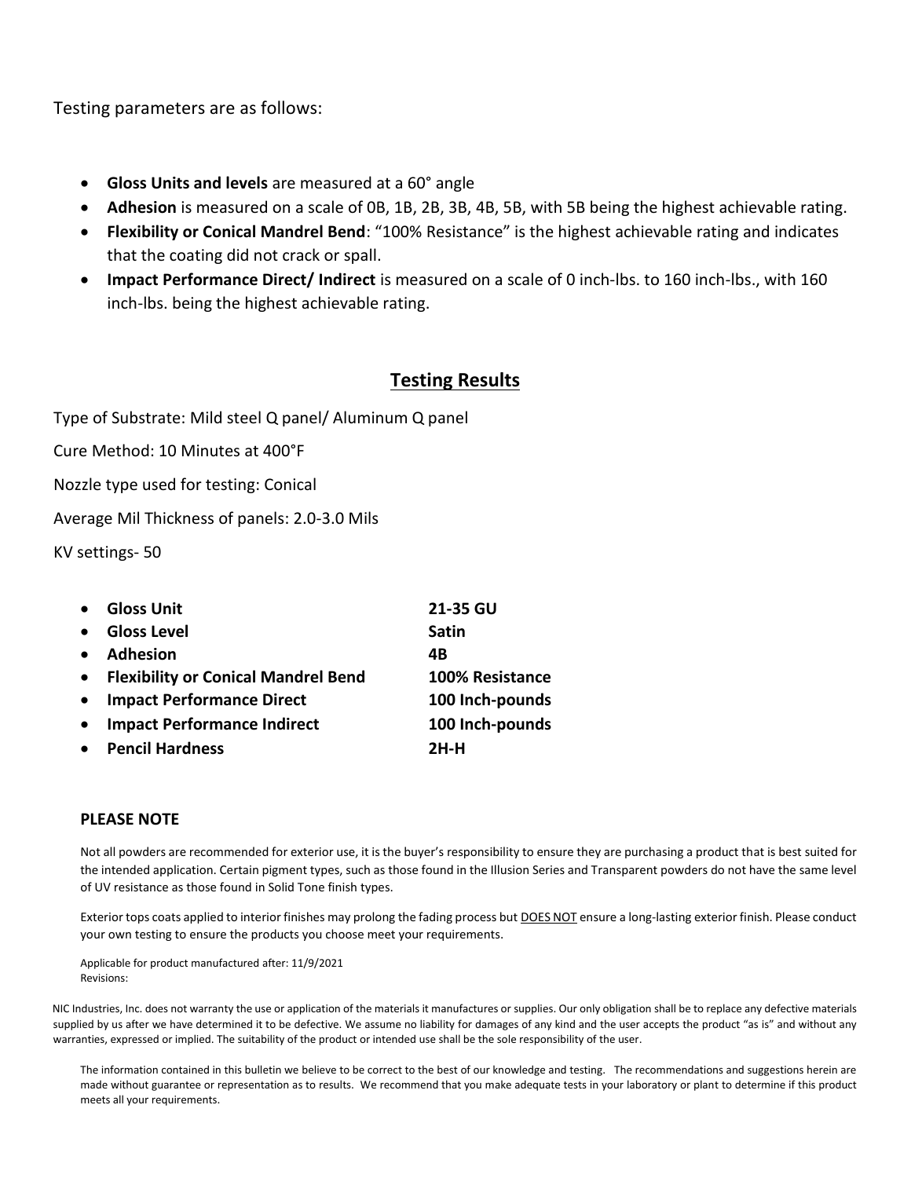Testing parameters are as follows:

- **Gloss Units and levels** are measured at a 60° angle
- **Adhesion** is measured on a scale of 0B, 1B, 2B, 3B, 4B, 5B, with 5B being the highest achievable rating.
- **Flexibility or Conical Mandrel Bend**: "100% Resistance" is the highest achievable rating and indicates that the coating did not crack or spall.
- **Impact Performance Direct/ Indirect** is measured on a scale of 0 inch-lbs. to 160 inch-lbs., with 160 inch-lbs. being the highest achievable rating.

## Testing Results

Type of Substrate: Mild steel Q panel/ Aluminum Q panel

Cure Method: 10 Minutes at 400˚F

Nozzle type used for testing: Conical

Average Mil Thickness of panels: 2.0-3.0 Mils

KV settings- 50

- **Gloss Unit** — **21-35 GU**
- **Gloss Level** — **Satin**
- **Adhesion** — **4B**
- **Flexibility or Conical Mandrel Bend** — **100% Resistance**
- **Impact Performance Direct** — **100 Inch-pounds**
- **Impact Performance Indirect** — **100 Inch-pounds**
- **Pencil Hardness** — **2H-H**

### PLEASE NOTE

Not all powders are recommended for exterior use, it is the buyer's responsibility to ensure they are purchasing a product that is best suited for the intended application. Certain pigment types, such as those found in the Illusion Series and Transparent powders do not have the same level of UV resistance as those found in Solid Tone finish types.

Exterior tops coats applied to interior finishes may prolong the fading process but DOES NOT ensure a long-lasting exterior finish. Please conduct your own testing to ensure the products you choose meet your requirements.

Applicable for product manufactured after: 11/9/2021
Revisions:

NIC Industries, Inc. does not warranty the use or application of the materials it manufactures or supplies. Our only obligation shall be to replace any defective materials supplied by us after we have determined it to be defective. We assume no liability for damages of any kind and the user accepts the product "as is" and without any warranties, expressed or implied. The suitability of the product or intended use shall be the sole responsibility of the user.

The information contained in this bulletin we believe to be correct to the best of our knowledge and testing. The recommendations and suggestions herein are made without guarantee or representation as to results. We recommend that you make adequate tests in your laboratory or plant to determine if this product meets all your requirements.